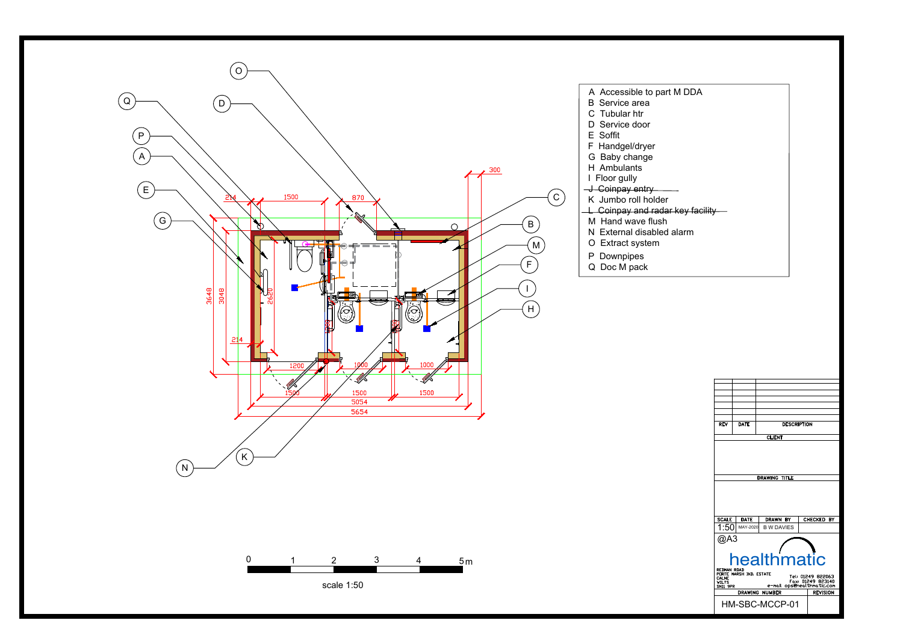- A Accessible to part M DDA
- B Service area
- C Tubular htr
- D Service door
- E Soffit
- F Handgel/dryer
- G Baby change
- H Ambulants
- I Floor gully
- ~~J Coinpay entry~~
- K Jumbo roll holder
- ~~L Coinpay and radar key facility~~
- M Hand wave flush
- N External disabled alarm
- O Extract system
- P Downpipes
- Q Doc M pack

Dimensions: 214, 1500, 870, 300, 3648, 3048, 2620, 214, 1200, 1000, 1000, 1500, 1500, 1500, 5054, 5654

0 1 2 3 4 5m

scale 1:50

| REV | DATE | DESCRIPTION |
|---|---|---|
| | | |

CLIENT

DRAWING TITLE

| SCALE | DATE | DRAWN BY | CHECKED BY |
|---|---|---|---|
| 1:50 | MAY-2020 | B W DAVIES | |

@A3

healthmatic

REDMAN ROAD
PORTE MARSH IND. ESTATE
CALNE
WILTS
SN11 9PR

Tel: 01249 822063
Fax: 01249 823140
e-mail ops@healthmatic.com

| DRAWING NUMBER | REVISION |
|---|---|
| HM-SBC-MCCP-01 | |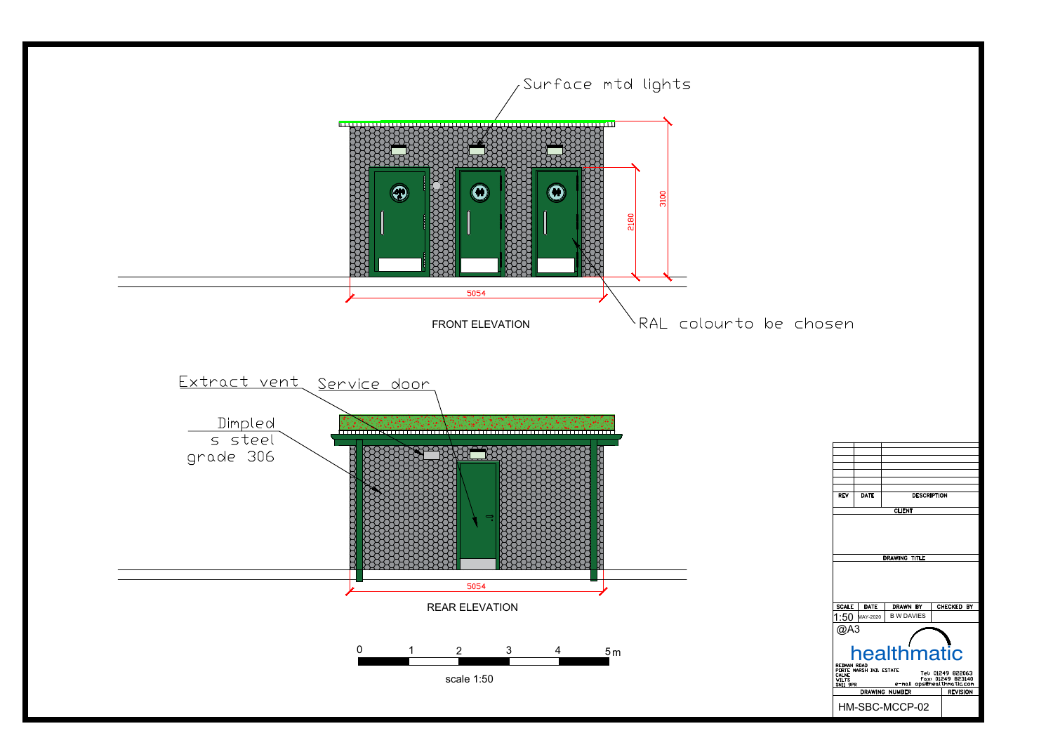Surface mtd lights

3100

2180

5054

FRONT ELEVATION

RAL colourto be chosen

Extract vent

Service door

Dimpled s steel grade 306

5054

REAR ELEVATION

0 1 2 3 4 5m

scale 1:50

| REV | DATE | DESCRIPTION |
|---|---|---|

CLIENT

DRAWING TITLE

| SCALE | DATE | DRAWN BY | CHECKED BY |
|---|---|---|---|
| 1:50 @A3 | MAY-2020 | B W DAVIES | |

healthmatic

REDMAN ROAD
PORTE MARSH IND. ESTATE
CALNE
WILTS
SN11 9PR

Tel: 01249 822063
Fax: 01249 823140
e-mail ops@healthmatic.com

| DRAWING NUMBER | REVISION |
|---|---|
| HM-SBC-MCCP-02 | |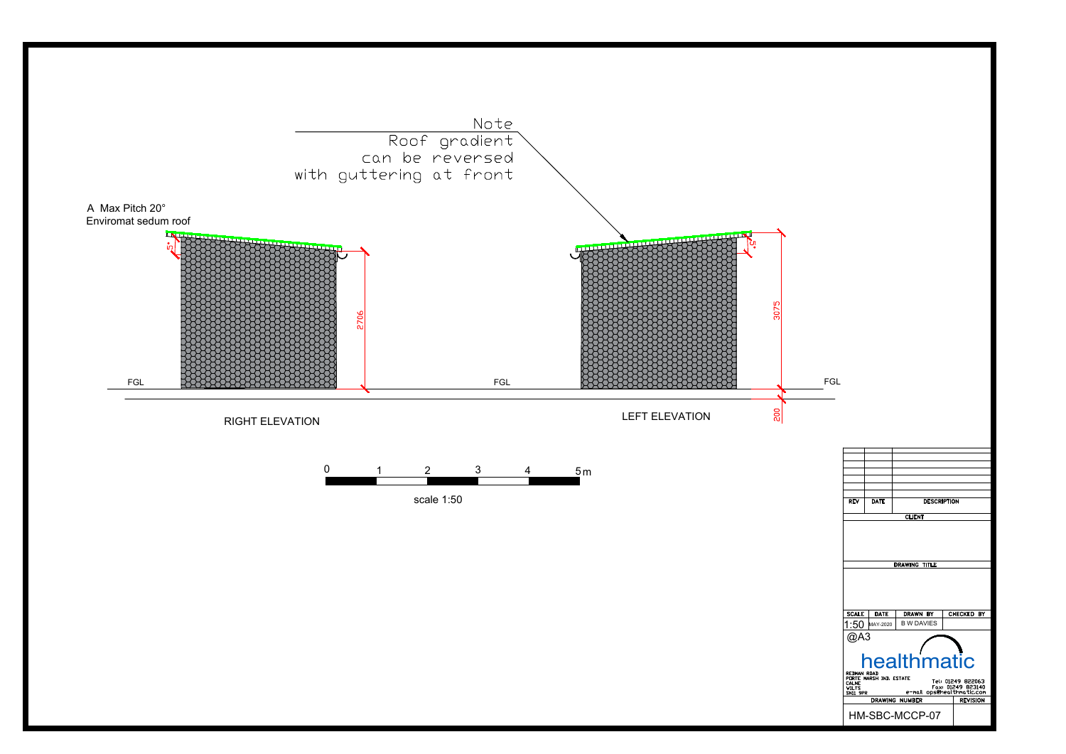Note
Roof gradient
can be reversed
with guttering at front

A Max Pitch 20°
Enviromat sedum roof

5°

2706

FGL

RIGHT ELEVATION

FGL

5°

3075

FGL

200

LEFT ELEVATION

0 1 2 3 4 5 m

scale 1:50

| REV | DATE | DESCRIPTION |
|---|---|---|

CLIENT

DRAWING TITLE

| SCALE | DATE | DRAWN BY | CHECKED BY |
|---|---|---|---|
| 1:50 @A3 | MAY-2020 | B W DAVIES | |

healthmatic

REDMAN ROAD
PORTE MARSH IND. ESTATE
CALNE
WILTS
SN11 9PR

Tel: 01249 822063
Fax: 01249 823140
e-mail ops@healthmatic.com

| DRAWING NUMBER | REVISION |
|---|---|
| HM-SBC-MCCP-07 | |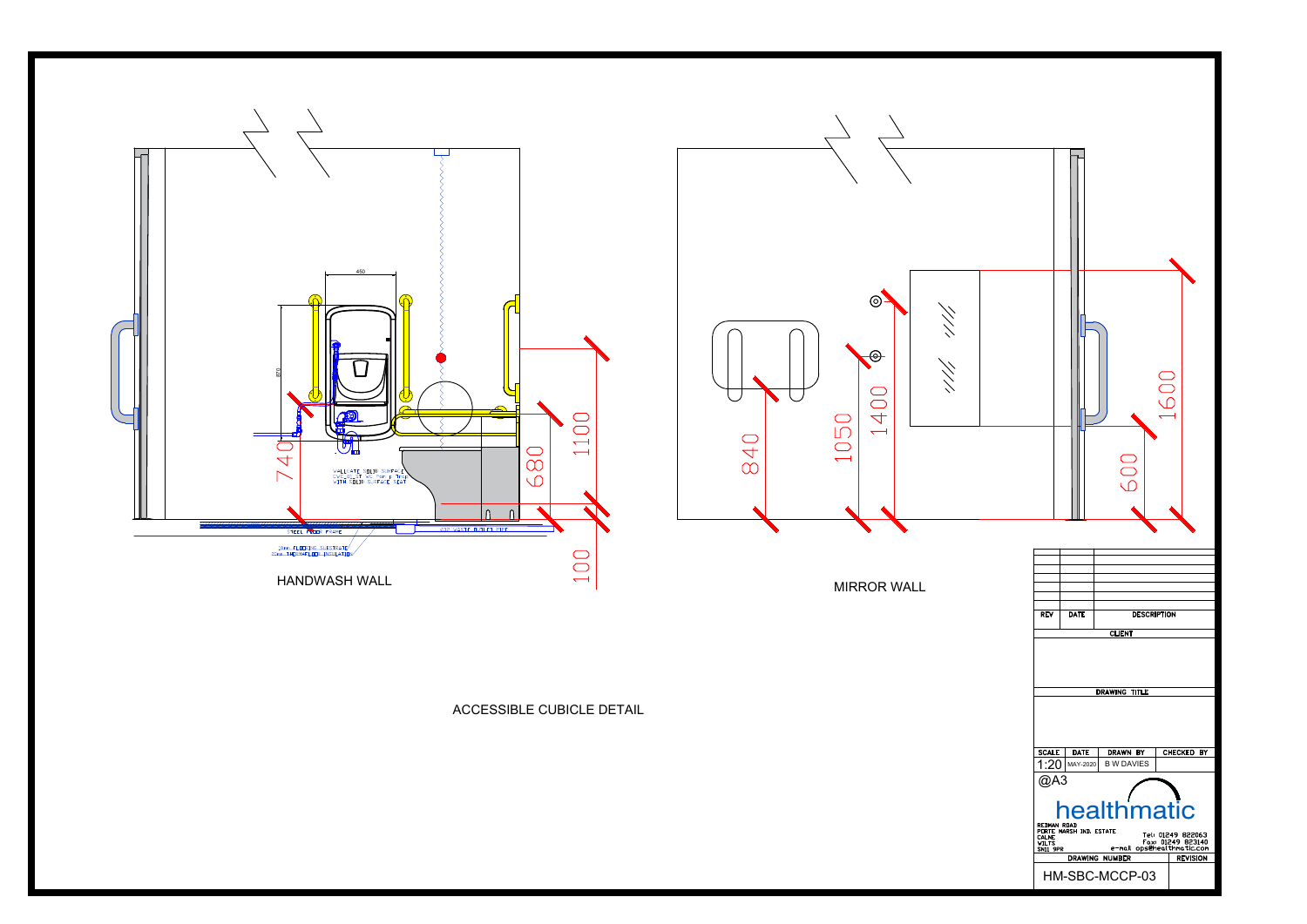450

870

740

680

1100

100

WALLGATE SOLID SURFACE
CYCLE-SET WC c/w p-trap
WITH SOLID SURFACE SEAT

STEEL FLOOR FRAME

18mm FLOORING SUBSTRATE
50mm THERMAFLOOR INSULATION

HANDWASH WALL

840

1050

1400

1600

600

MIRROR WALL

ACCESSIBLE CUBICLE DETAIL

| REV | DATE | DESCRIPTION |
|---|---|---|
| | | |
| | | |
| | | |
| | | |
| | | |
| | | |
| | | |

CLIENT

DRAWING TITLE

| SCALE | DATE | DRAWN BY | CHECKED BY |
|---|---|---|---|
| 1:20 | MAY-2020 | B W DAVIES | |

@A3

healthmatic

REDMAN ROAD
PORTE MARSH IND. ESTATE
CALNE
WILTS
SN11 9PR

Tel: 01249 822063
Fax: 01249 823140
e-mail ops@healthmatic.com

| DRAWING NUMBER | REVISION |
|---|---|
| HM-SBC-MCCP-03 | |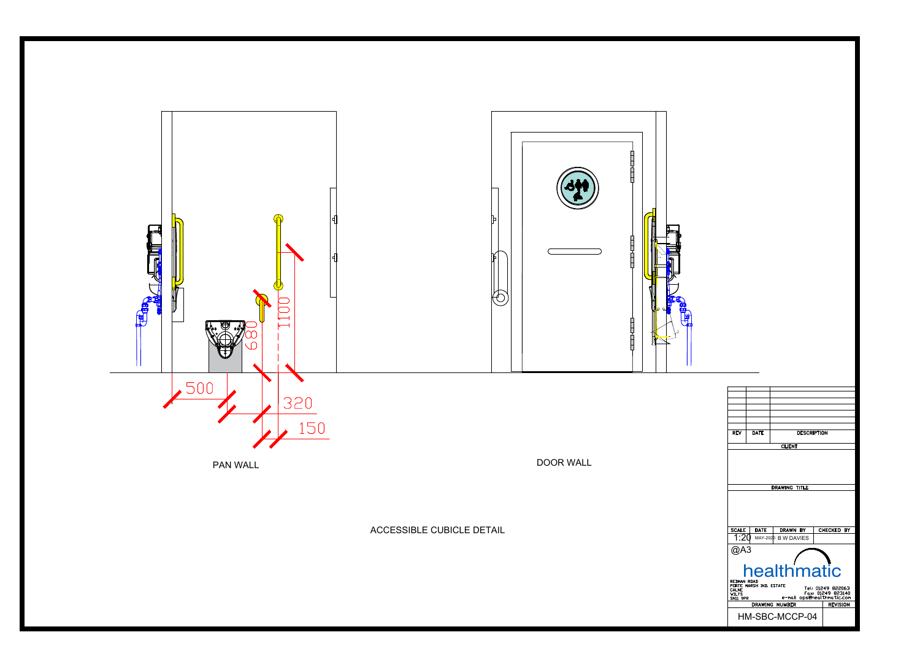500

320

150

680

1100

PAN WALL

DOOR WALL

ACCESSIBLE CUBICLE DETAIL

| REV | DATE | DESCRIPTION |
|---|---|---|

CLIENT

DRAWING TITLE

| SCALE | DATE | DRAWN BY | CHECKED BY |
|---|---|---|---|
| 1:20 @A3 | MAY-2020 | B W DAVIES | |

healthmatic

REDMAN ROAD
PORTE MARSH IND. ESTATE
CALNE
WILTS
SN11 9PR

Tel: 01249 822063
Fax: 01249 823140
e-mail ops@healthmatic.com

| DRAWING NUMBER | REVISION |
|---|---|
| HM-SBC-MCCP-04 | |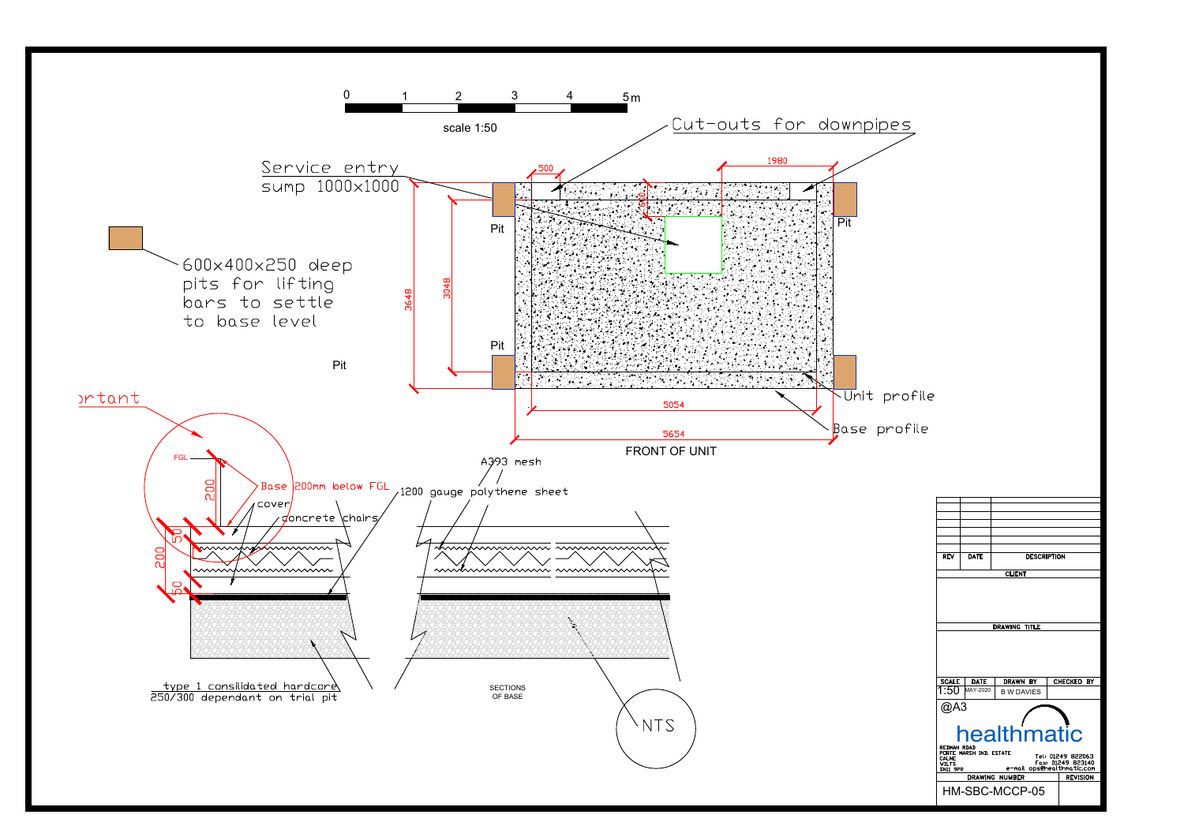0 1 2 3 4 5m

scale 1:50

Cut-outs for downpipes

Service entry sump 1000x1000

500

1980

600

600x400x250 deep pits for lifting bars to settle to base level

Pit

Pit

Pit

Pit

3648

3048

5054

5654

Unit profile

Base profile

FRONT OF UNIT

rtant

FGL

200

Base 200mm below FGL

cover

concrete chairs

50

200

50

A393 mesh

1200 gauge polythene sheet

type 1 consilidated hardcore 250/300 dependant on trial pit

SECTIONS OF BASE

NTS

| REV | DATE | DESCRIPTION |
| --- | --- | --- |

CLIENT

DRAWING TITLE

| SCALE | DATE | DRAWN BY | CHECKED BY |
| --- | --- | --- | --- |
| 1:50 | MAY-2020 | B W DAVIES | |

@A3

healthmatic

REDMAN ROAD
PORTE MARSH IND. ESTATE
CALNE
WILTS
SN11 9PR

Tel: 01249 822063
Fax: 01249 823140
e-mail ops@healthmatic.com

| DRAWING NUMBER | REVISION |
| --- | --- |
| HM-SBC-MCCP-05 | |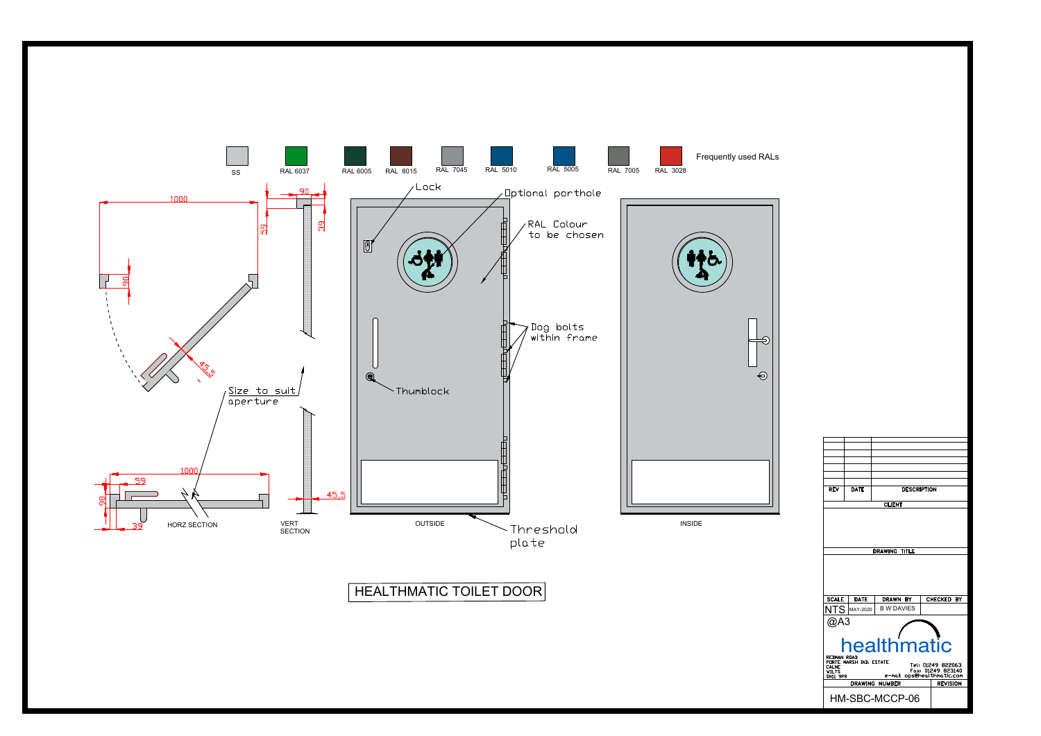SS
RAL 6037
RAL 6005
RAL 8015
RAL 7045
RAL 5010
RAL 5005
RAL 7005
RAL 3028
Frequently used RALs

1000
90
59
39
90
45,5
Size to suit aperture
1000
59
90
39
HORZ SECTION
45,5
VERT SECTION

Lock
Optional porthole
RAL Colour to be chosen
Dog bolts within frame
Thumblock
Threshold plate
OUTSIDE
INSIDE

HEALTHMATIC TOILET DOOR

| REV | DATE | DESCRIPTION |
|---|---|---|

CLIENT

DRAWING TITLE

| SCALE | DATE | DRAWN BY | CHECKED BY |
|---|---|---|---|
| NTS @A3 | MAY-2020 | B W DAVIES | |

healthmatic

REDMAN ROAD
PORTE MARSH IND. ESTATE
CALNE
WILTS
SN11 9PR

Tel: 01249 822063
Fax: 01249 823140
e-mail ops@healthmatic.com

| DRAWING NUMBER | REVISION |
|---|---|
| HM-SBC-MCCP-06 | |